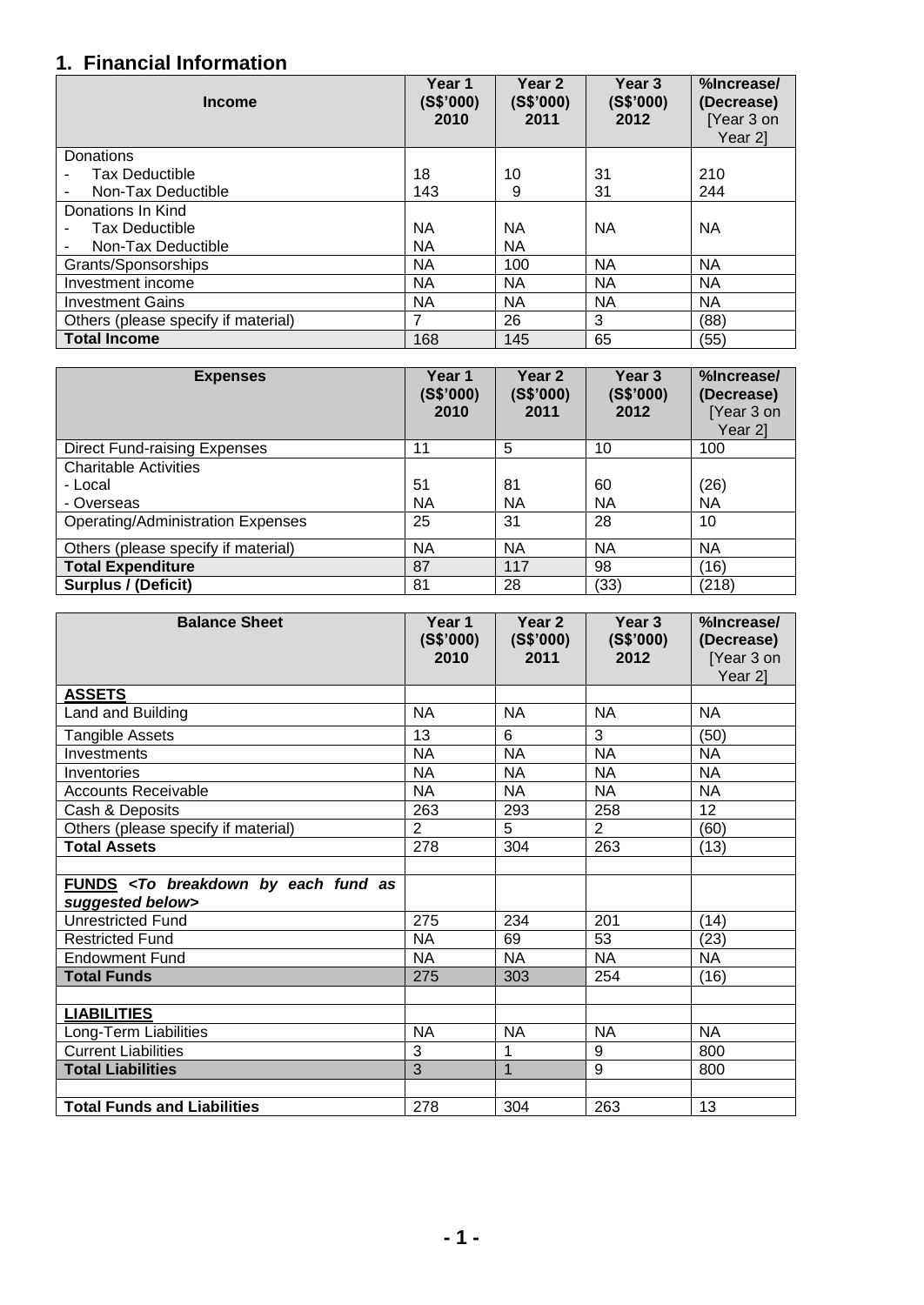## 1. Financial Information

| Income | Year 1 (S$'000) 2010 | Year 2 (S$'000) 2011 | Year 3 (S$'000) 2012 | %Increase/ (Decrease) [Year 3 on Year 2] |
|---|---|---|---|---|
| Donations | | | | |
| - Tax Deductible | 18 | 10 | 31 | 210 |
| - Non-Tax Deductible | 143 | 9 | 31 | 244 |
| Donations In Kind | | | | |
| - Tax Deductible | NA | NA | NA | NA |
| - Non-Tax Deductible | NA | NA | | |
| Grants/Sponsorships | NA | 100 | NA | NA |
| Investment income | NA | NA | NA | NA |
| Investment Gains | NA | NA | NA | NA |
| Others (please specify if material) | 7 | 26 | 3 | (88) |
| **Total Income** | 168 | 145 | 65 | (55) |

| Expenses | Year 1 (S$'000) 2010 | Year 2 (S$'000) 2011 | Year 3 (S$'000) 2012 | %Increase/ (Decrease) [Year 3 on Year 2] |
|---|---|---|---|---|
| Direct Fund-raising Expenses | 11 | 5 | 10 | 100 |
| Charitable Activities | | | | |
| - Local | 51 | 81 | 60 | (26) |
| - Overseas | NA | NA | NA | NA |
| Operating/Administration Expenses | 25 | 31 | 28 | 10 |
| Others (please specify if material) | NA | NA | NA | NA |
| **Total Expenditure** | 87 | 117 | 98 | (16) |
| **Surplus / (Deficit)** | 81 | 28 | (33) | (218) |

| Balance Sheet | Year 1 (S$'000) 2010 | Year 2 (S$'000) 2011 | Year 3 (S$'000) 2012 | %Increase/ (Decrease) [Year 3 on Year 2] |
|---|---|---|---|---|
| **ASSETS** | | | | |
| Land and Building | NA | NA | NA | NA |
| Tangible Assets | 13 | 6 | 3 | (50) |
| Investments | NA | NA | NA | NA |
| Inventories | NA | NA | NA | NA |
| Accounts Receivable | NA | NA | NA | NA |
| Cash & Deposits | 263 | 293 | 258 | 12 |
| Others (please specify if material) | 2 | 5 | 2 | (60) |
| **Total Assets** | 278 | 304 | 263 | (13) |
| | | | | |
| **FUNDS** ***<To breakdown by each fund as suggested below>*** | | | | |
| Unrestricted Fund | 275 | 234 | 201 | (14) |
| Restricted Fund | NA | 69 | 53 | (23) |
| Endowment Fund | NA | NA | NA | NA |
| **Total Funds** | 275 | 303 | 254 | (16) |
| | | | | |
| **LIABILITIES** | | | | |
| Long-Term Liabilities | NA | NA | NA | NA |
| Current Liabilities | 3 | 1 | 9 | 800 |
| **Total Liabilities** | 3 | 1 | 9 | 800 |
| | | | | |
| **Total Funds and Liabilities** | 278 | 304 | 263 | 13 |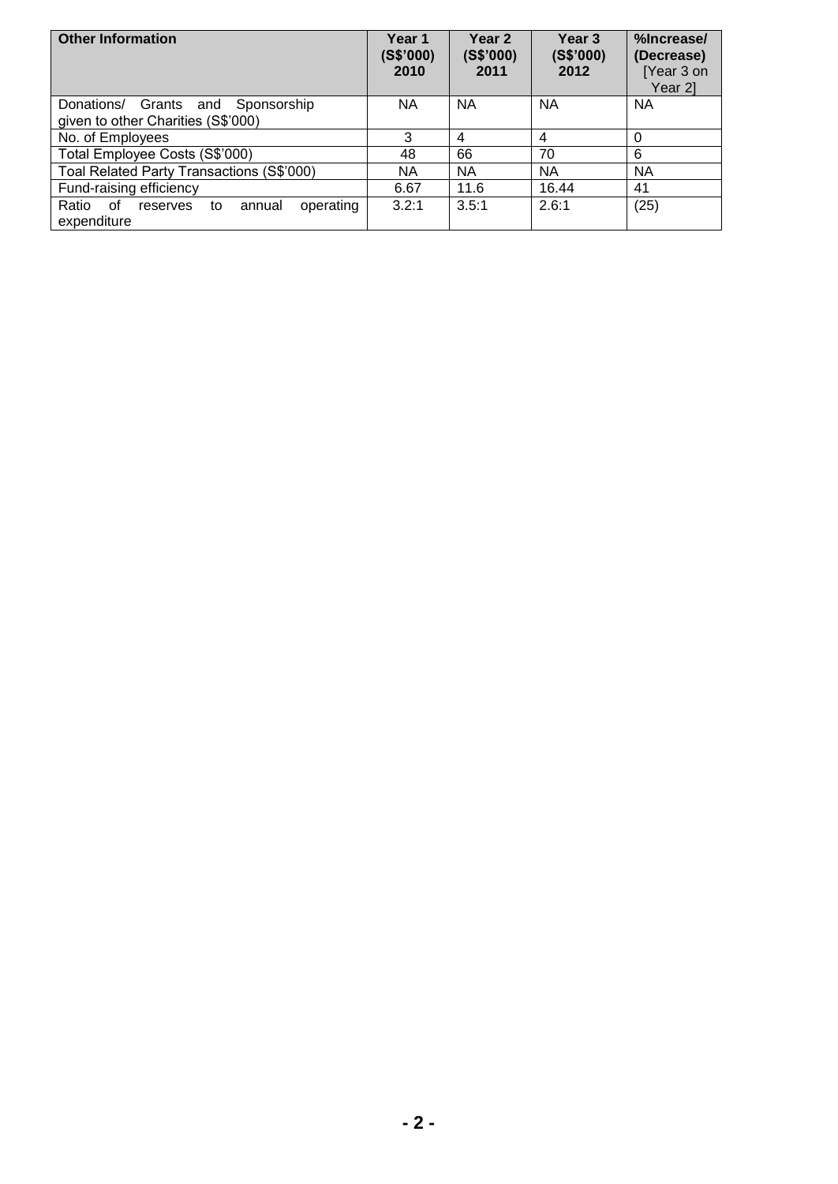| Other Information | Year 1 (S$'000) 2010 | Year 2 (S$'000) 2011 | Year 3 (S$'000) 2012 | %Increase/ (Decrease) [Year 3 on Year 2] |
|---|---|---|---|---|
| Donations/ Grants and Sponsorship given to other Charities (S$'000) | NA | NA | NA | NA |
| No. of Employees | 3 | 4 | 4 | 0 |
| Total Employee Costs (S$'000) | 48 | 66 | 70 | 6 |
| Toal Related Party Transactions (S$'000) | NA | NA | NA | NA |
| Fund-raising efficiency | 6.67 | 11.6 | 16.44 | 41 |
| Ratio of reserves to annual operating expenditure | 3.2:1 | 3.5:1 | 2.6:1 | (25) |